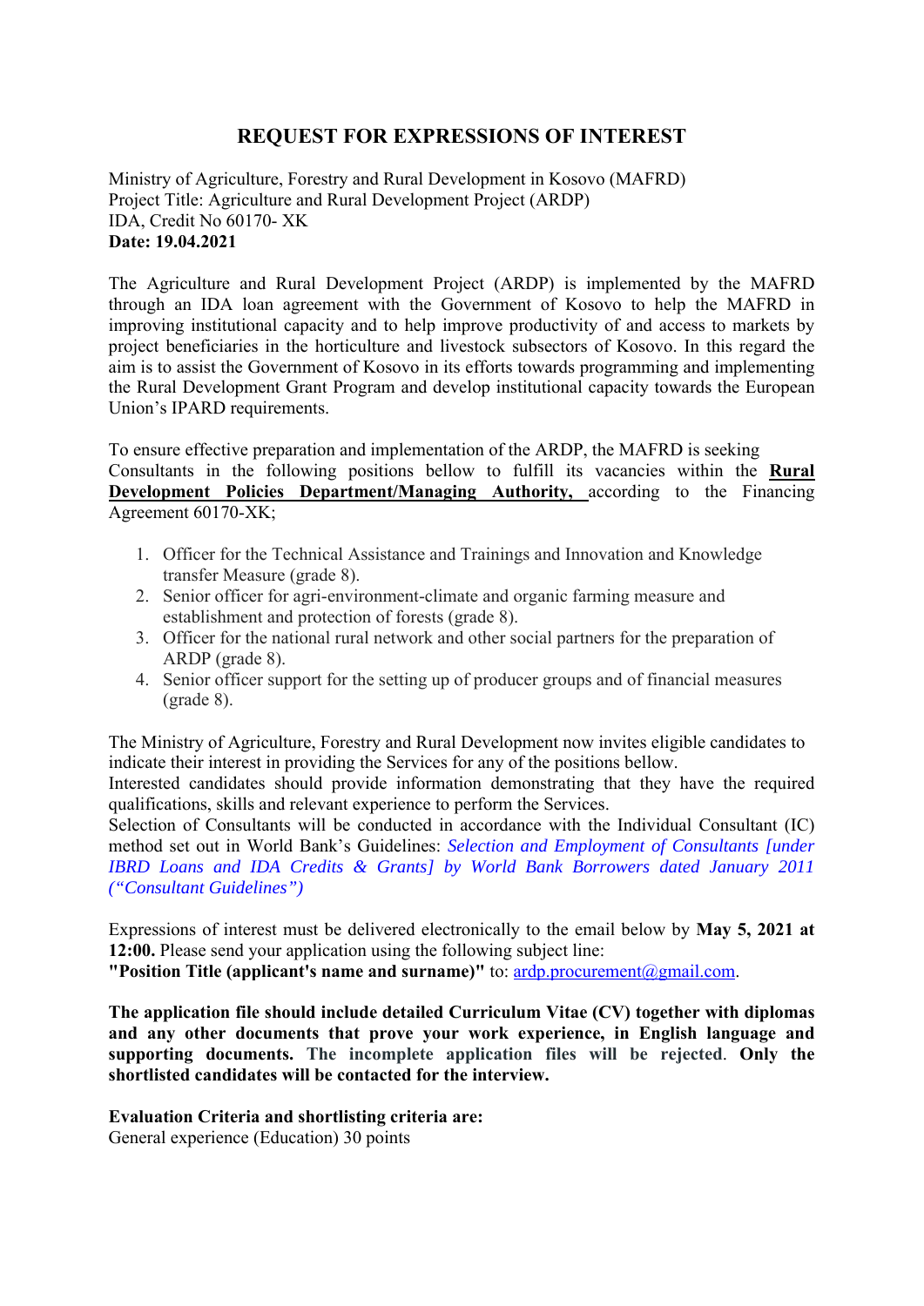# REQUEST FOR EXPRESSIONS OF INTEREST

Ministry of Agriculture, Forestry and Rural Development in Kosovo (MAFRD)
Project Title: Agriculture and Rural Development Project (ARDP)
IDA, Credit No 60170- XK
**Date: 19.04.2021**

The Agriculture and Rural Development Project (ARDP) is implemented by the MAFRD through an IDA loan agreement with the Government of Kosovo to help the MAFRD in improving institutional capacity and to help improve productivity of and access to markets by project beneficiaries in the horticulture and livestock subsectors of Kosovo. In this regard the aim is to assist the Government of Kosovo in its efforts towards programming and implementing the Rural Development Grant Program and develop institutional capacity towards the European Union's IPARD requirements.

To ensure effective preparation and implementation of the ARDP, the MAFRD is seeking Consultants in the following positions bellow to fulfill its vacancies within the **Rural Development Policies Department/Managing Authority,** according to the Financing Agreement 60170-XK;

1. Officer for the Technical Assistance and Trainings and Innovation and Knowledge transfer Measure (grade 8).
2. Senior officer for agri-environment-climate and organic farming measure and establishment and protection of forests (grade 8).
3. Officer for the national rural network and other social partners for the preparation of ARDP (grade 8).
4. Senior officer support for the setting up of producer groups and of financial measures (grade 8).

The Ministry of Agriculture, Forestry and Rural Development now invites eligible candidates to indicate their interest in providing the Services for any of the positions bellow.
Interested candidates should provide information demonstrating that they have the required qualifications, skills and relevant experience to perform the Services.
Selection of Consultants will be conducted in accordance with the Individual Consultant (IC) method set out in World Bank's Guidelines: *Selection and Employment of Consultants [under IBRD Loans and IDA Credits & Grants] by World Bank Borrowers dated January 2011 ("Consultant Guidelines")*

Expressions of interest must be delivered electronically to the email below by **May 5, 2021 at 12:00.** Please send your application using the following subject line:
**"Position Title (applicant's name and surname)"** to: ardp.procurement@gmail.com.

**The application file should include detailed Curriculum Vitae (CV) together with diplomas and any other documents that prove your work experience, in English language and supporting documents. The incomplete application files will be rejected. Only the shortlisted candidates will be contacted for the interview.**

**Evaluation Criteria and shortlisting criteria are:**
General experience (Education) 30 points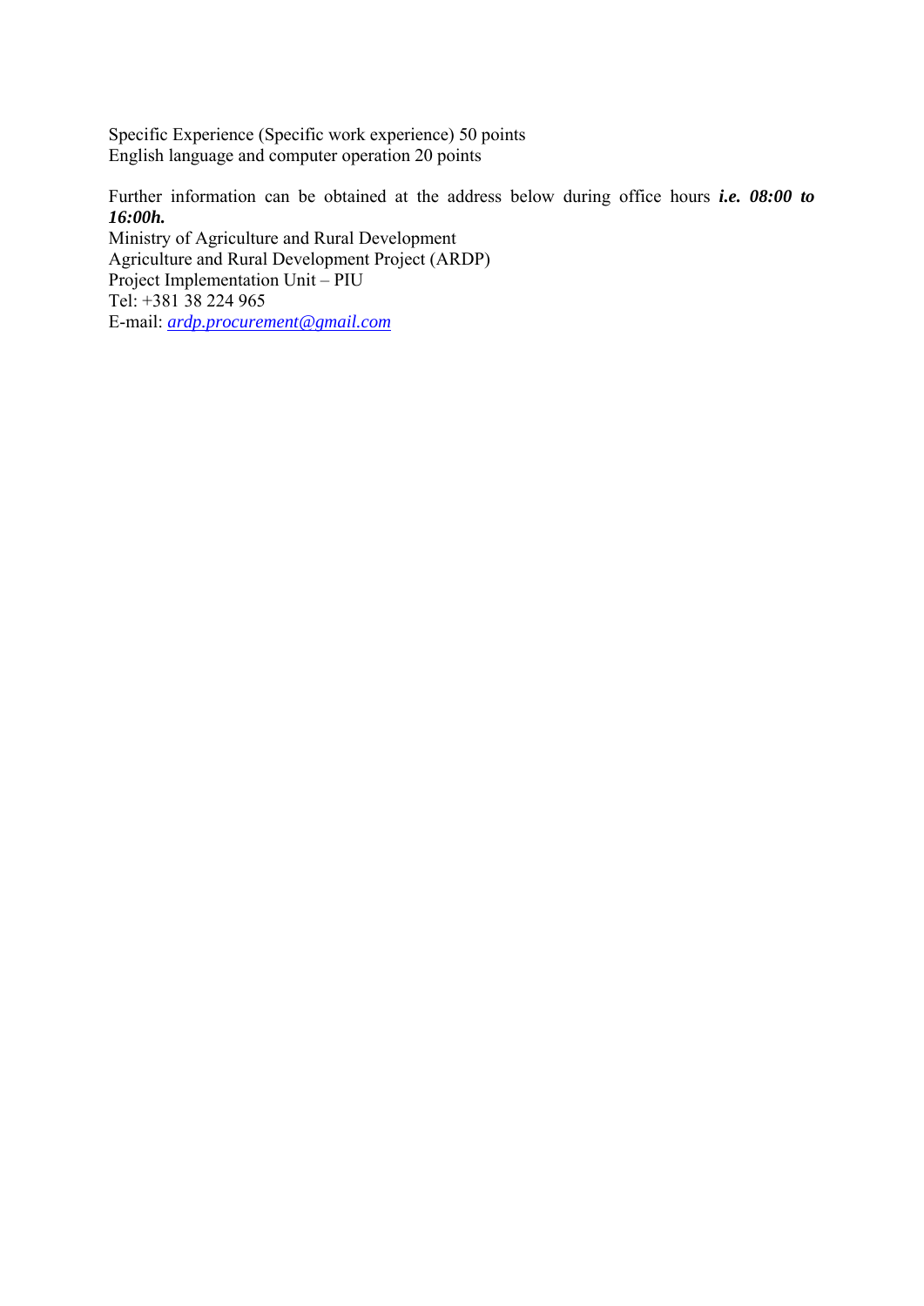Specific Experience (Specific work experience) 50 points
English language and computer operation 20 points

Further information can be obtained at the address below during office hours ***i.e. 08:00 to 16:00h.***

Ministry of Agriculture and Rural Development
Agriculture and Rural Development Project (ARDP)
Project Implementation Unit – PIU
Tel: +381 38 224 965
E-mail: *ardp.procurement@gmail.com*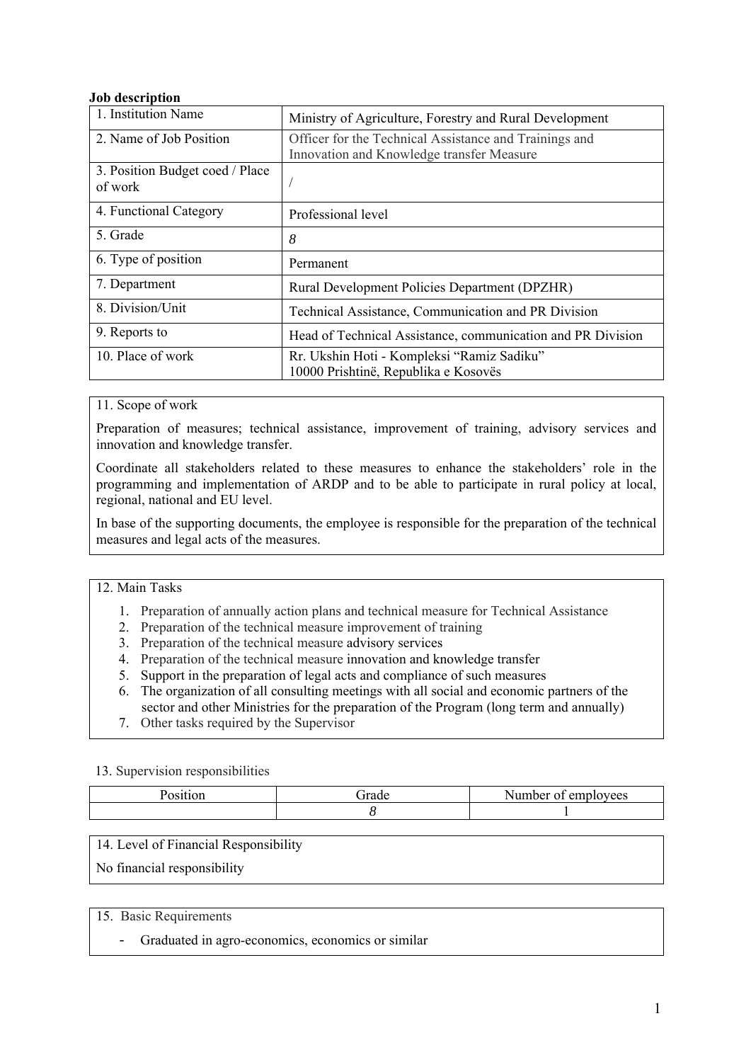**Job description**

| 1. Institution Name | Ministry of Agriculture, Forestry and Rural Development |
|---|---|
| 2. Name of Job Position | Officer for the Technical Assistance and Trainings and Innovation and Knowledge transfer Measure |
| 3. Position Budget coed / Place of work | / |
| 4. Functional Category | Professional level |
| 5. Grade | 8 |
| 6. Type of position | Permanent |
| 7. Department | Rural Development Policies Department (DPZHR) |
| 8. Division/Unit | Technical Assistance, Communication and PR Division |
| 9. Reports to | Head of Technical Assistance, communication and PR Division |
| 10. Place of work | Rr. Ukshin Hoti - Kompleksi "Ramiz Sadiku" 10000 Prishtinë, Republika e Kosovës |

11. Scope of work

Preparation of measures; technical assistance, improvement of training, advisory services and innovation and knowledge transfer.

Coordinate all stakeholders related to these measures to enhance the stakeholders' role in the programming and implementation of ARDP and to be able to participate in rural policy at local, regional, national and EU level.

In base of the supporting documents, the employee is responsible for the preparation of the technical measures and legal acts of the measures.

12. Main Tasks

1. Preparation of annually action plans and technical measure for Technical Assistance
2. Preparation of the technical measure improvement of training
3. Preparation of the technical measure advisory services
4. Preparation of the technical measure innovation and knowledge transfer
5. Support in the preparation of legal acts and compliance of such measures
6. The organization of all consulting meetings with all social and economic partners of the sector and other Ministries for the preparation of the Program (long term and annually)
7. Other tasks required by the Supervisor

13. Supervision responsibilities

| Position | Grade | Number of employees |
|---|---|---|
| | 8 | 1 |

14. Level of Financial Responsibility

No financial responsibility

15. Basic Requirements

- Graduated in agro-economics, economics or similar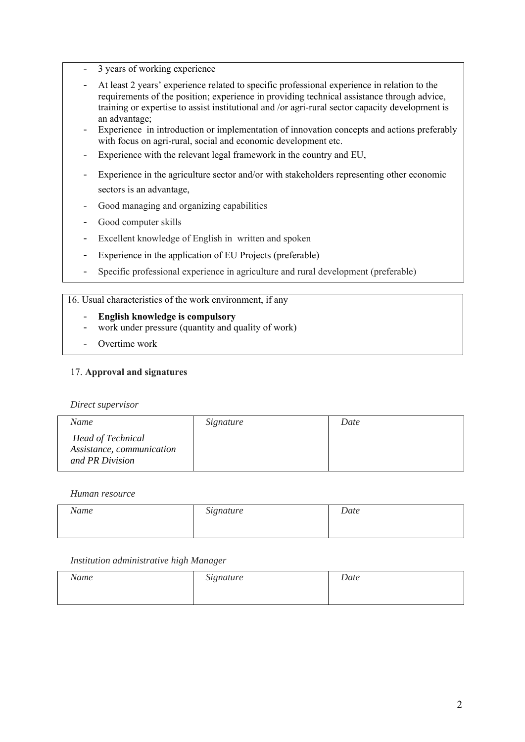- 3 years of working experience
- At least 2 years' experience related to specific professional experience in relation to the requirements of the position; experience in providing technical assistance through advice, training or expertise to assist institutional and /or agri-rural sector capacity development is an advantage;
- Experience in introduction or implementation of innovation concepts and actions preferably with focus on agri-rural, social and economic development etc.
- Experience with the relevant legal framework in the country and EU,
- Experience in the agriculture sector and/or with stakeholders representing other economic sectors is an advantage,
- Good managing and organizing capabilities
- Good computer skills
- Excellent knowledge of English in written and spoken
- Experience in the application of EU Projects (preferable)
- Specific professional experience in agriculture and rural development (preferable)

16. Usual characteristics of the work environment, if any

- **English knowledge is compulsory**
- work under pressure (quantity and quality of work)
- Overtime work

17. **Approval and signatures**

*Direct supervisor*

| *Name* | *Signature* | *Date* |
| --- | --- | --- |
| *Head of Technical Assistance, communication and PR Division* | | |

*Human resource*

| *Name* | *Signature* | *Date* |
| --- | --- | --- |
| | | |

*Institution administrative high Manager*

| *Name* | *Signature* | *Date* |
| --- | --- | --- |
| | | |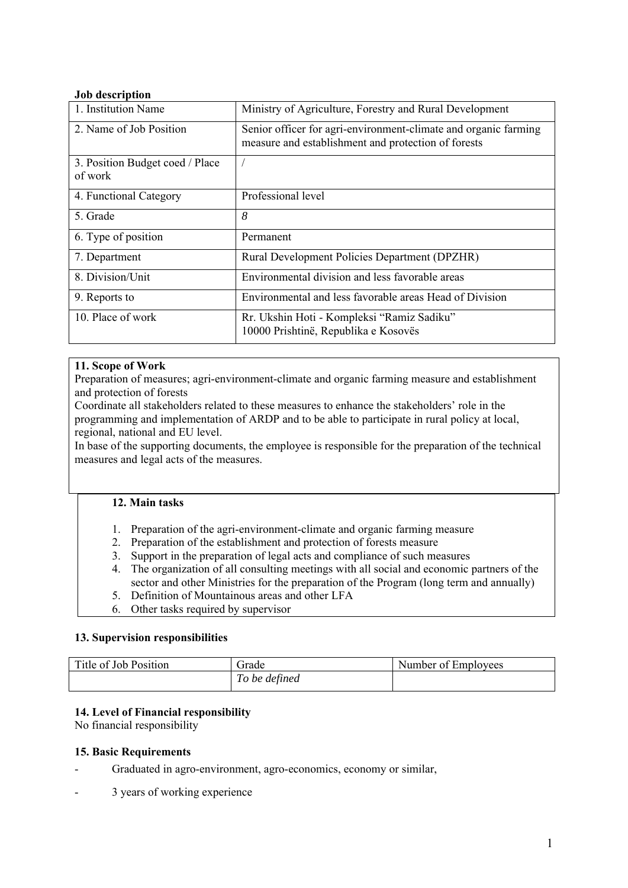**Job description**

| 1. Institution Name | Ministry of Agriculture, Forestry and Rural Development |
|---|---|
| 2. Name of Job Position | Senior officer for agri-environment-climate and organic farming measure and establishment and protection of forests |
| 3. Position Budget coed / Place of work | / |
| 4. Functional Category | Professional level |
| 5. Grade | *8* |
| 6. Type of position | Permanent |
| 7. Department | Rural Development Policies Department (DPZHR) |
| 8. Division/Unit | Environmental division and less favorable areas |
| 9. Reports to | Environmental and less favorable areas Head of Division |
| 10. Place of work | Rr. Ukshin Hoti - Kompleksi "Ramiz Sadiku"<br>10000 Prishtinë, Republika e Kosovës |

**11. Scope of Work**

Preparation of measures; agri-environment-climate and organic farming measure and establishment and protection of forests

Coordinate all stakeholders related to these measures to enhance the stakeholders' role in the programming and implementation of ARDP and to be able to participate in rural policy at local, regional, national and EU level.

In base of the supporting documents, the employee is responsible for the preparation of the technical measures and legal acts of the measures.

**12. Main tasks**

1. Preparation of the agri-environment-climate and organic farming measure
2. Preparation of the establishment and protection of forests measure
3. Support in the preparation of legal acts and compliance of such measures
4. The organization of all consulting meetings with all social and economic partners of the sector and other Ministries for the preparation of the Program (long term and annually)
5. Definition of Mountainous areas and other LFA
6. Other tasks required by supervisor

**13. Supervision responsibilities**

| Title of Job Position | Grade | Number of Employees |
|---|---|---|
| | *To be defined* | |

**14. Level of Financial responsibility**

No financial responsibility

**15. Basic Requirements**

- Graduated in agro-environment, agro-economics, economy or similar,
- 3 years of working experience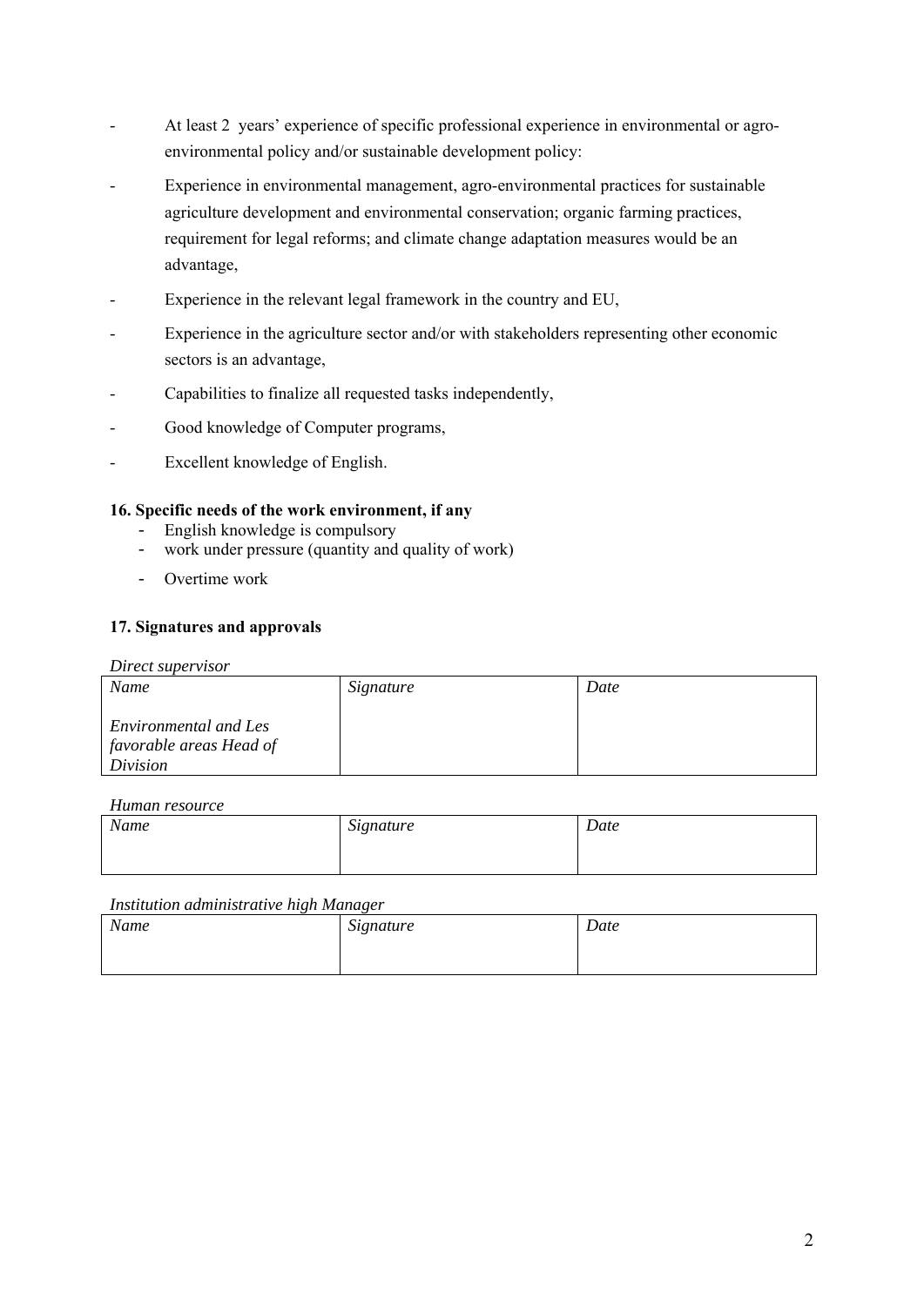- At least 2  years' experience of specific professional experience in environmental or agro-environmental policy and/or sustainable development policy:
- Experience in environmental management, agro-environmental practices for sustainable agriculture development and environmental conservation; organic farming practices, requirement for legal reforms; and climate change adaptation measures would be an advantage,
- Experience in the relevant legal framework in the country and EU,
- Experience in the agriculture sector and/or with stakeholders representing other economic sectors is an advantage,
- Capabilities to finalize all requested tasks independently,
- Good knowledge of Computer programs,
- Excellent knowledge of English.

### 16. Specific needs of the work environment, if any

- English knowledge is compulsory
- work under pressure (quantity and quality of work)
- Overtime work

### 17. Signatures and approvals

*Direct supervisor*

| *Name*<br><br>*Environmental and Les favorable areas Head of Division* | *Signature* | *Date* |
|---|---|---|

*Human resource*

| *Name* | *Signature* | *Date* |
|---|---|---|

*Institution administrative high Manager*

| *Name* | *Signature* | *Date* |
|---|---|---|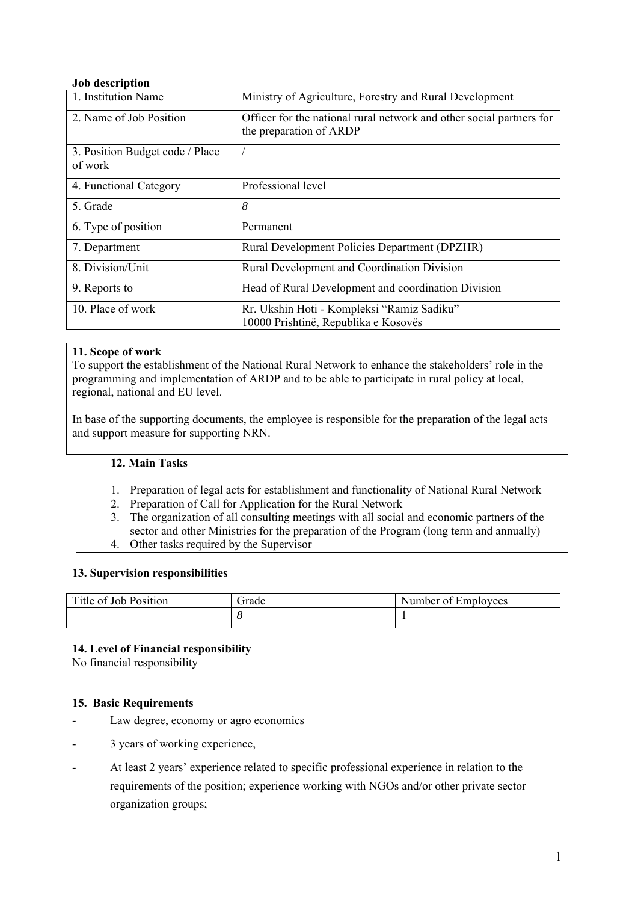**Job description**

| 1. Institution Name | Ministry of Agriculture, Forestry and Rural Development |
|---|---|
| 2. Name of Job Position | Officer for the national rural network and other social partners for the preparation of ARDP |
| 3. Position Budget code / Place of work | / |
| 4. Functional Category | Professional level |
| 5. Grade | *8* |
| 6. Type of position | Permanent |
| 7. Department | Rural Development Policies Department (DPZHR) |
| 8. Division/Unit | Rural Development and Coordination Division |
| 9. Reports to | Head of Rural Development and coordination Division |
| 10. Place of work | Rr. Ukshin Hoti - Kompleksi "Ramiz Sadiku"<br>10000 Prishtinë, Republika e Kosovës |

**11. Scope of work**

To support the establishment of the National Rural Network to enhance the stakeholders' role in the programming and implementation of ARDP and to be able to participate in rural policy at local, regional, national and EU level.

In base of the supporting documents, the employee is responsible for the preparation of the legal acts and support measure for supporting NRN.

**12. Main Tasks**

1. Preparation of legal acts for establishment and functionality of National Rural Network
2. Preparation of Call for Application for the Rural Network
3. The organization of all consulting meetings with all social and economic partners of the sector and other Ministries for the preparation of the Program (long term and annually)
4. Other tasks required by the Supervisor

**13. Supervision responsibilities**

| Title of Job Position | Grade | Number of Employees |
|---|---|---|
| | *8* | 1 |

**14. Level of Financial responsibility**

No financial responsibility

**15. Basic Requirements**

- Law degree, economy or agro economics
- 3 years of working experience,
- At least 2 years' experience related to specific professional experience in relation to the requirements of the position; experience working with NGOs and/or other private sector organization groups;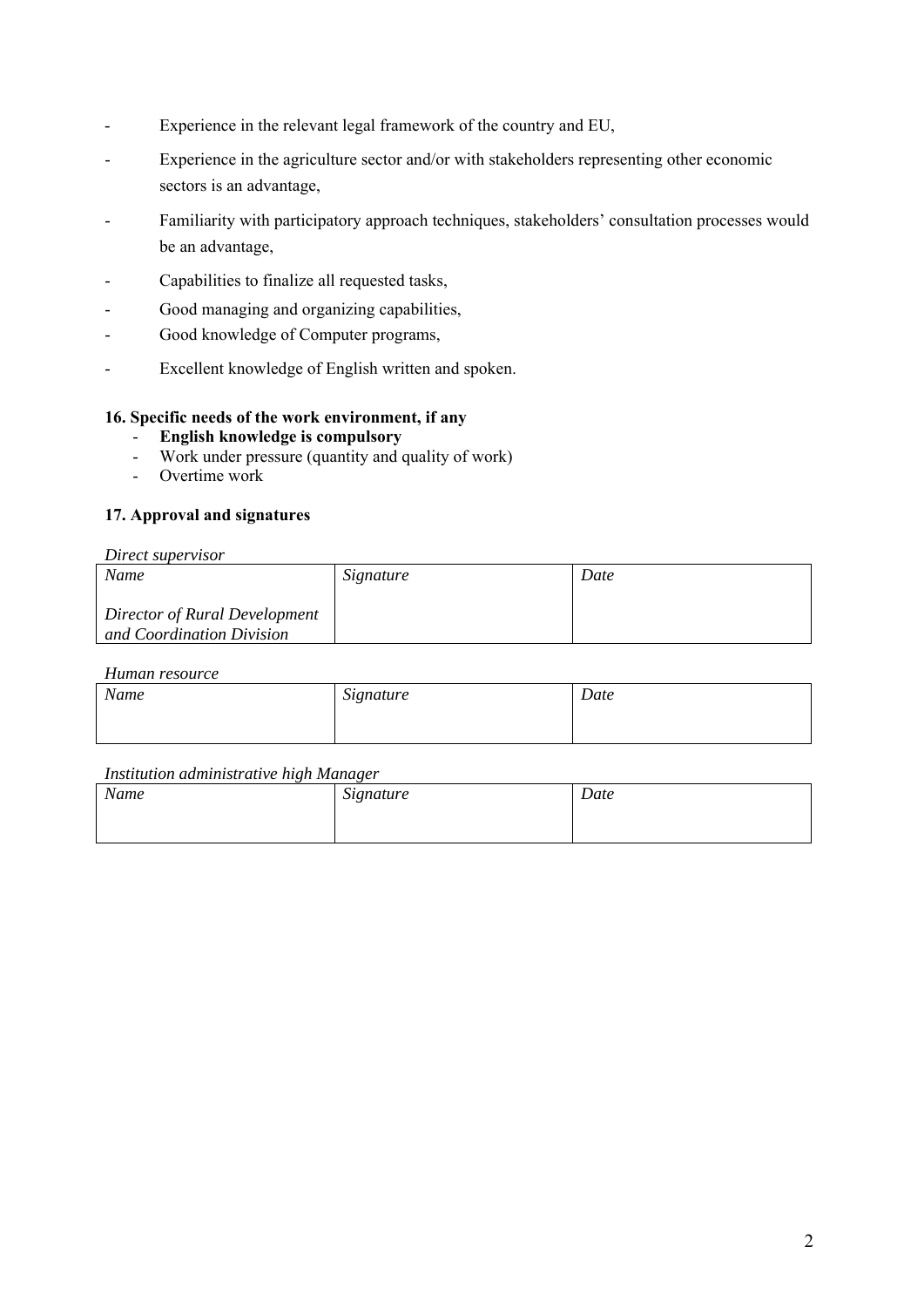- Experience in the relevant legal framework of the country and EU,
- Experience in the agriculture sector and/or with stakeholders representing other economic sectors is an advantage,
- Familiarity with participatory approach techniques, stakeholders' consultation processes would be an advantage,
- Capabilities to finalize all requested tasks,
- Good managing and organizing capabilities,
- Good knowledge of Computer programs,
- Excellent knowledge of English written and spoken.

**16. Specific needs of the work environment, if any**

- **English knowledge is compulsory**
- Work under pressure (quantity and quality of work)
- Overtime work

**17. Approval and signatures**

*Direct supervisor*

| *Name* | *Signature* | *Date* |
|---|---|---|
| *Director of Rural Development and Coordination Division* | | |

*Human resource*

| *Name* | *Signature* | *Date* |
|---|---|---|
| | | |

*Institution administrative high Manager*

| *Name* | *Signature* | *Date* |
|---|---|---|
| | | |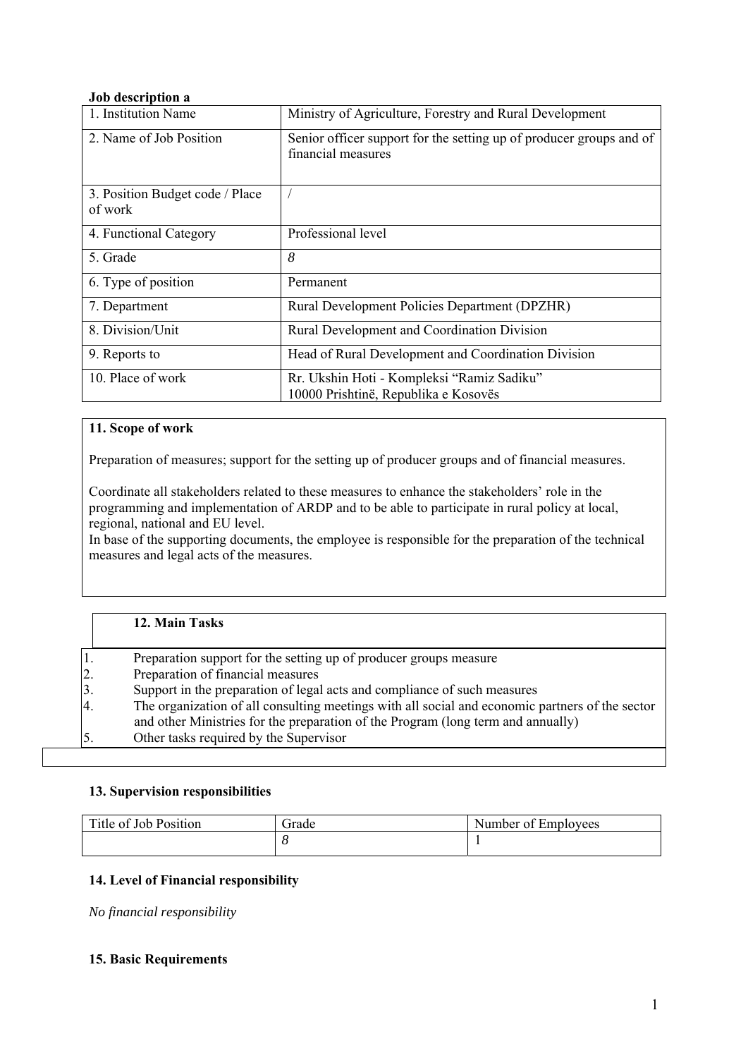**Job description a**

| 1. Institution Name | Ministry of Agriculture, Forestry and Rural Development |
| --- | --- |
| 2. Name of Job Position | Senior officer support for the setting up of producer groups and of financial measures |
| 3. Position Budget code / Place of work | / |
| 4. Functional Category | Professional level |
| 5. Grade | *8* |
| 6. Type of position | Permanent |
| 7. Department | Rural Development Policies Department (DPZHR) |
| 8. Division/Unit | Rural Development and Coordination Division |
| 9. Reports to | Head of Rural Development and Coordination Division |
| 10. Place of work | Rr. Ukshin Hoti - Kompleksi "Ramiz Sadiku"<br>10000 Prishtinë, Republika e Kosovës |

**11. Scope of work**

Preparation of measures; support for the setting up of producer groups and of financial measures.

Coordinate all stakeholders related to these measures to enhance the stakeholders' role in the programming and implementation of ARDP and to be able to participate in rural policy at local, regional, national and EU level.
In base of the supporting documents, the employee is responsible for the preparation of the technical measures and legal acts of the measures.

**12. Main Tasks**

1. Preparation support for the setting up of producer groups measure
2. Preparation of financial measures
3. Support in the preparation of legal acts and compliance of such measures
4. The organization of all consulting meetings with all social and economic partners of the sector and other Ministries for the preparation of the Program (long term and annually)
5. Other tasks required by the Supervisor

**13. Supervision responsibilities**

| Title of Job Position | Grade | Number of Employees |
| --- | --- | --- |
| | *8* | 1 |

**14. Level of Financial responsibility**

*No financial responsibility*

**15. Basic Requirements**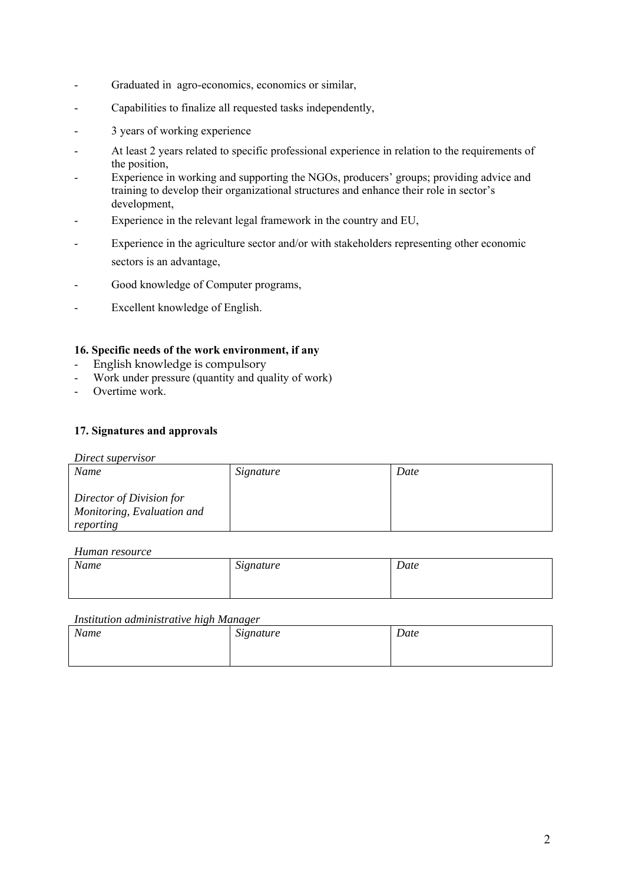- Graduated in agro-economics, economics or similar,
- Capabilities to finalize all requested tasks independently,
- 3 years of working experience
- At least 2 years related to specific professional experience in relation to the requirements of the position,
- Experience in working and supporting the NGOs, producers' groups; providing advice and training to develop their organizational structures and enhance their role in sector's development,
- Experience in the relevant legal framework in the country and EU,
- Experience in the agriculture sector and/or with stakeholders representing other economic sectors is an advantage,
- Good knowledge of Computer programs,
- Excellent knowledge of English.

**16. Specific needs of the work environment, if any**

- English knowledge is compulsory
- Work under pressure (quantity and quality of work)
- Overtime work.

**17. Signatures and approvals**

*Direct supervisor*

| *Name*<br><br>*Director of Division for Monitoring, Evaluation and reporting* | *Signature* | *Date* |
|---|---|---|

*Human resource*

| *Name* | *Signature* | *Date* |
|---|---|---|

*Institution administrative high Manager*

| *Name* | *Signature* | *Date* |
|---|---|---|